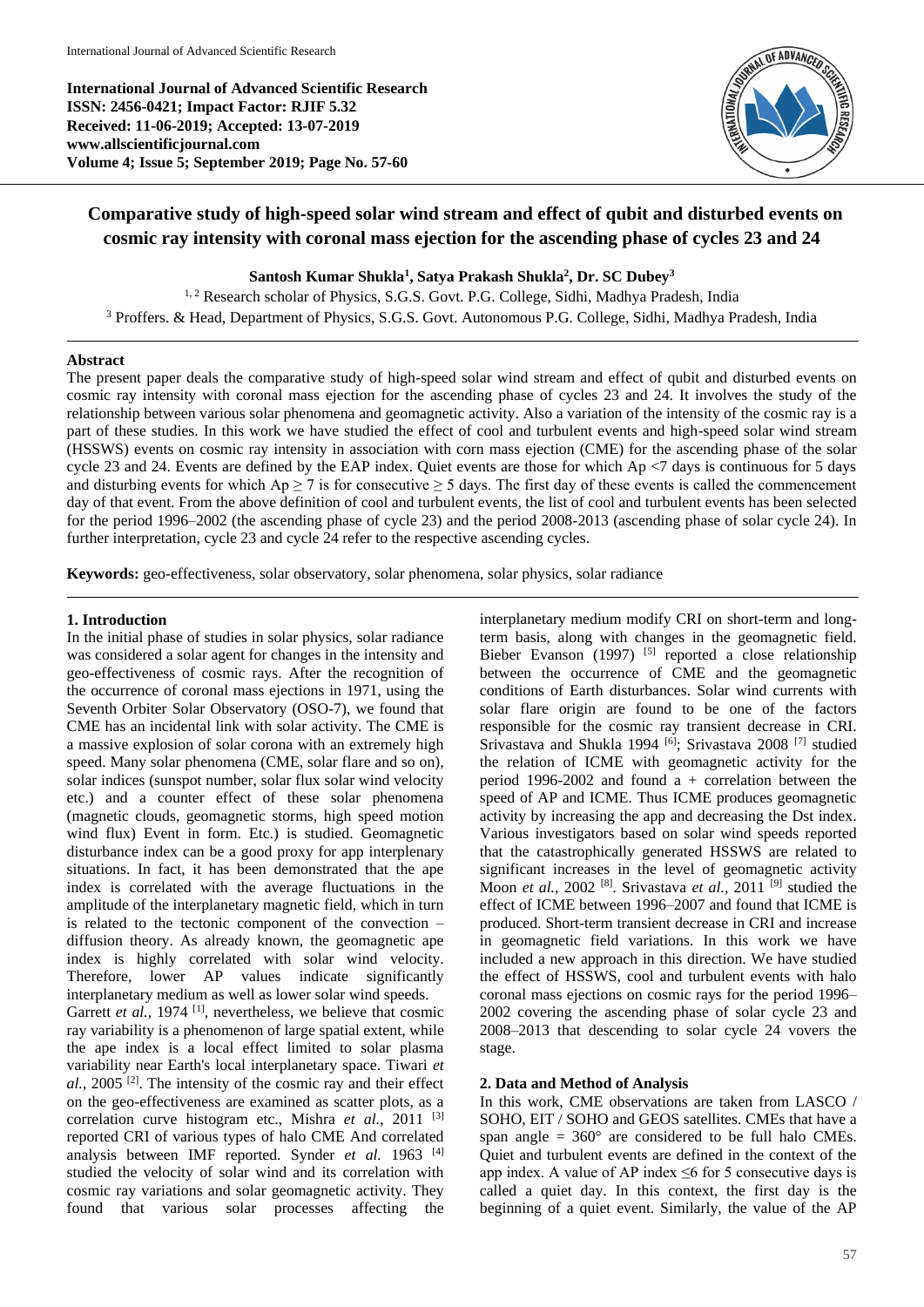**International Journal of Advanced Scientific Research**
**ISSN: 2456-0421; Impact Factor: RJIF 5.32**
**Received: 11-06-2019; Accepted: 13-07-2019**
**www.allscientificjournal.com**
**Volume 4; Issue 5; September 2019; Page No. 57-60**

# Comparative study of high-speed solar wind stream and effect of qubit and disturbed events on cosmic ray intensity with coronal mass ejection for the ascending phase of cycles 23 and 24

**Santosh Kumar Shukla[1], Satya Prakash Shukla[2], Dr. SC Dubey[3]**

[1, 2] Research scholar of Physics, S.G.S. Govt. P.G. College, Sidhi, Madhya Pradesh, India
[3] Proffers. & Head, Department of Physics, S.G.S. Govt. Autonomous P.G. College, Sidhi, Madhya Pradesh, India

## Abstract

The present paper deals the comparative study of high-speed solar wind stream and effect of qubit and disturbed events on cosmic ray intensity with coronal mass ejection for the ascending phase of cycles 23 and 24. It involves the study of the relationship between various solar phenomena and geomagnetic activity. Also a variation of the intensity of the cosmic ray is a part of these studies. In this work we have studied the effect of cool and turbulent events and high-speed solar wind stream (HSSWS) events on cosmic ray intensity in association with corn mass ejection (CME) for the ascending phase of the solar cycle 23 and 24. Events are defined by the EAP index. Quiet events are those for which Ap <7 days is continuous for 5 days and disturbing events for which Ap ≥ 7 is for consecutive ≥ 5 days. The first day of these events is called the commencement day of that event. From the above definition of cool and turbulent events, the list of cool and turbulent events has been selected for the period 1996–2002 (the ascending phase of cycle 23) and the period 2008-2013 (ascending phase of solar cycle 24). In further interpretation, cycle 23 and cycle 24 refer to the respective ascending cycles.

**Keywords:** geo-effectiveness, solar observatory, solar phenomena, solar physics, solar radiance

## 1. Introduction

In the initial phase of studies in solar physics, solar radiance was considered a solar agent for changes in the intensity and geo-effectiveness of cosmic rays. After the recognition of the occurrence of coronal mass ejections in 1971, using the Seventh Orbiter Solar Observatory (OSO-7), we found that CME has an incidental link with solar activity. The CME is a massive explosion of solar corona with an extremely high speed. Many solar phenomena (CME, solar flare and so on), solar indices (sunspot number, solar flux solar wind velocity etc.) and a counter effect of these solar phenomena (magnetic clouds, geomagnetic storms, high speed motion wind flux) Event in form. Etc.) is studied. Geomagnetic disturbance index can be a good proxy for app interplenary situations. In fact, it has been demonstrated that the ape index is correlated with the average fluctuations in the amplitude of the interplanetary magnetic field, which in turn is related to the tectonic component of the convection – diffusion theory. As already known, the geomagnetic ape index is highly correlated with solar wind velocity. Therefore, lower AP values indicate significantly interplanetary medium as well as lower solar wind speeds.

Garrett *et al.*, 1974 [1], nevertheless, we believe that cosmic ray variability is a phenomenon of large spatial extent, while the ape index is a local effect limited to solar plasma variability near Earth's local interplanetary space. Tiwari *et al.*, 2005 [2]. The intensity of the cosmic ray and their effect on the geo-effectiveness are examined as scatter plots, as a correlation curve histogram etc., Mishra *et al.*, 2011 [3] reported CRI of various types of halo CME And correlated analysis between IMF reported. Synder *et al.* 1963 [4] studied the velocity of solar wind and its correlation with cosmic ray variations and solar geomagnetic activity. They found that various solar processes affecting the interplanetary medium modify CRI on short-term and long-term basis, along with changes in the geomagnetic field. Bieber Evanson (1997) [5] reported a close relationship between the occurrence of CME and the geomagnetic conditions of Earth disturbances. Solar wind currents with solar flare origin are found to be one of the factors responsible for the cosmic ray transient decrease in CRI. Srivastava and Shukla 1994 [6]; Srivastava 2008 [7] studied the relation of ICME with geomagnetic activity for the period 1996-2002 and found a + correlation between the speed of AP and ICME. Thus ICME produces geomagnetic activity by increasing the app and decreasing the Dst index. Various investigators based on solar wind speeds reported that the catastrophically generated HSSWS are related to significant increases in the level of geomagnetic activity Moon *et al.*, 2002 [8]. Srivastava *et al.*, 2011 [9] studied the effect of ICME between 1996–2007 and found that ICME is produced. Short-term transient decrease in CRI and increase in geomagnetic field variations. In this work we have included a new approach in this direction. We have studied the effect of HSSWS, cool and turbulent events with halo coronal mass ejections on cosmic rays for the period 1996–2002 covering the ascending phase of solar cycle 23 and 2008–2013 that descending to solar cycle 24 vovers the stage.

## 2. Data and Method of Analysis

In this work, CME observations are taken from LASCO / SOHO, EIT / SOHO and GEOS satellites. CMEs that have a span angle = 360° are considered to be full halo CMEs. Quiet and turbulent events are defined in the context of the app index. A value of AP index ≤6 for 5 consecutive days is called a quiet day. In this context, the first day is the beginning of a quiet event. Similarly, the value of the AP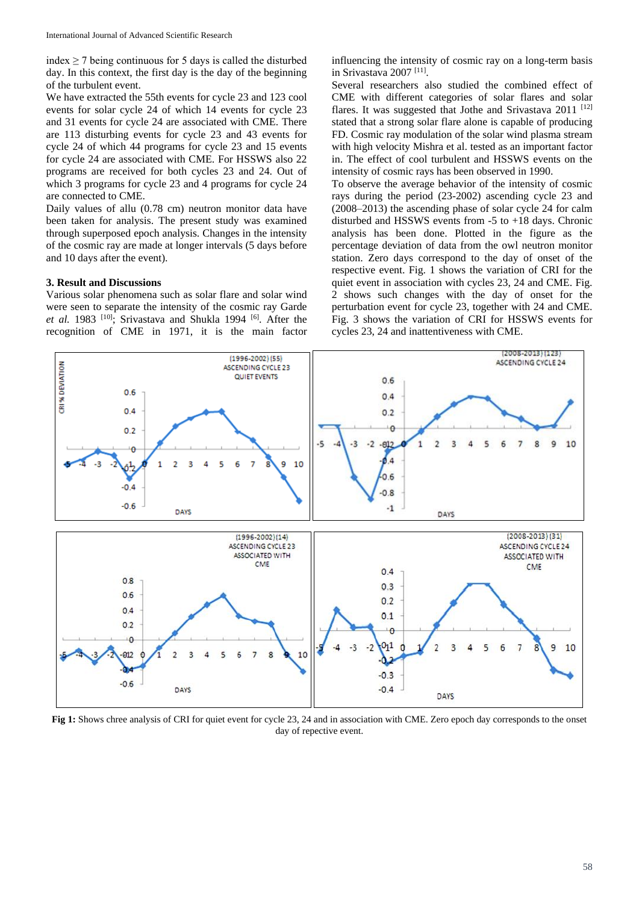index ≥ 7 being continuous for 5 days is called the disturbed day. In this context, the first day is the day of the beginning of the turbulent event.

We have extracted the 55th events for cycle 23 and 123 cool events for solar cycle 24 of which 14 events for cycle 23 and 31 events for cycle 24 are associated with CME. There are 113 disturbing events for cycle 23 and 43 events for cycle 24 of which 44 programs for cycle 23 and 15 events for cycle 24 are associated with CME. For HSSWS also 22 programs are received for both cycles 23 and 24. Out of which 3 programs for cycle 23 and 4 programs for cycle 24 are connected to CME.

Daily values of allu (0.78 cm) neutron monitor data have been taken for analysis. The present study was examined through superposed epoch analysis. Changes in the intensity of the cosmic ray are made at longer intervals (5 days before and 10 days after the event).

### 3. Result and Discussions

Various solar phenomena such as solar flare and solar wind were seen to separate the intensity of the cosmic ray Garde *et al.* 1983 [10]; Srivastava and Shukla 1994 [6]. After the recognition of CME in 1971, it is the main factor influencing the intensity of cosmic ray on a long-term basis in Srivastava 2007 [11].

Several researchers also studied the combined effect of CME with different categories of solar flares and solar flares. It was suggested that Jothe and Srivastava 2011 [12] stated that a strong solar flare alone is capable of producing FD. Cosmic ray modulation of the solar wind plasma stream with high velocity Mishra et al. tested as an important factor in. The effect of cool turbulent and HSSWS events on the intensity of cosmic rays has been observed in 1990.

To observe the average behavior of the intensity of cosmic rays during the period (23-2002) ascending cycle 23 and (2008–2013) the ascending phase of solar cycle 24 for calm disturbed and HSSWS events from -5 to +18 days. Chronic analysis has been done. Plotted in the figure as the percentage deviation of data from the owl neutron monitor station. Zero days correspond to the day of onset of the respective event. Fig. 1 shows the variation of CRI for the quiet event in association with cycles 23, 24 and CME. Fig. 2 shows such changes with the day of onset for the perturbation event for cycle 23, together with 24 and CME. Fig. 3 shows the variation of CRI for HSSWS events for cycles 23, 24 and inattentiveness with CME.

**Fig 1:** Shows chree analysis of CRI for quiet event for cycle 23, 24 and in association with CME. Zero epoch day corresponds to the onset day of repective event.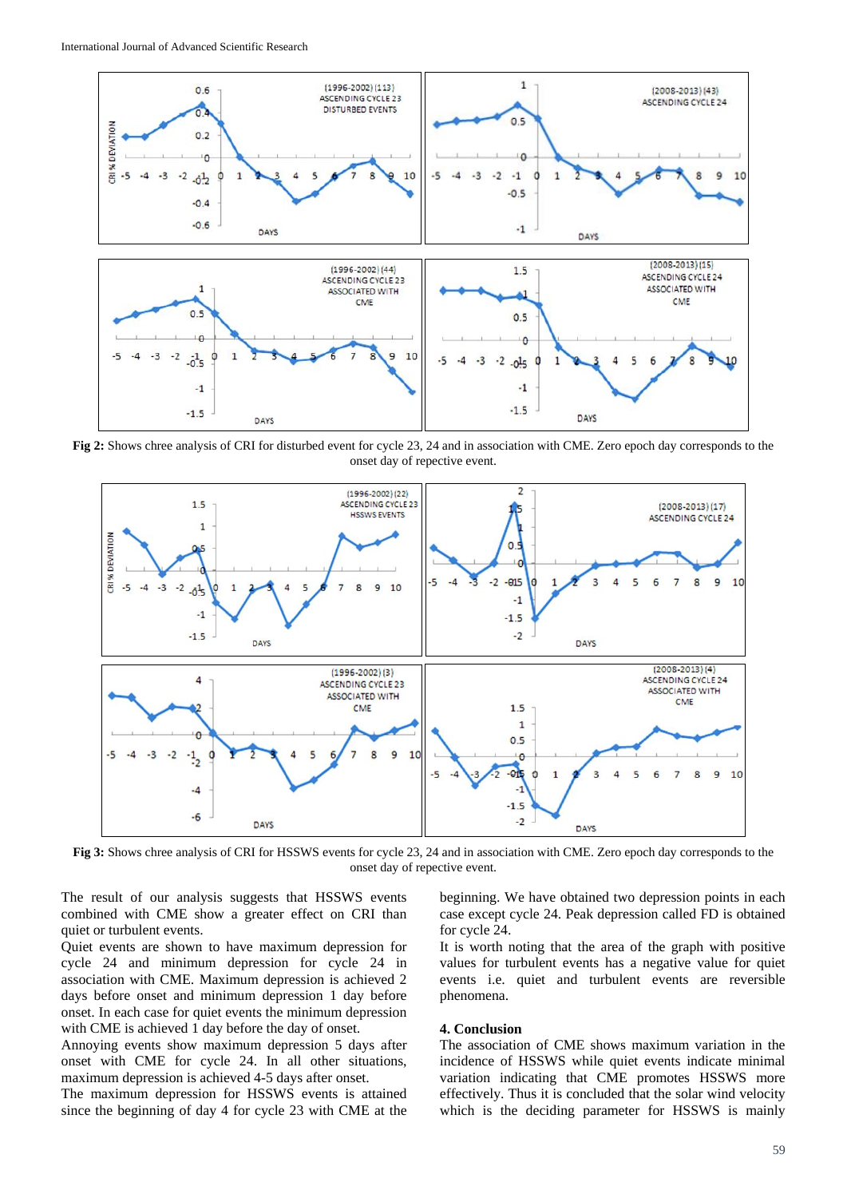**Fig 2:** Shows chree analysis of CRI for disturbed event for cycle 23, 24 and in association with CME. Zero epoch day corresponds to the onset day of repective event.

**Fig 3:** Shows chree analysis of CRI for HSSWS events for cycle 23, 24 and in association with CME. Zero epoch day corresponds to the onset day of repective event.

The result of our analysis suggests that HSSWS events combined with CME show a greater effect on CRI than quiet or turbulent events.

Quiet events are shown to have maximum depression for cycle 24 and minimum depression for cycle 24 in association with CME. Maximum depression is achieved 2 days before onset and minimum depression 1 day before onset. In each case for quiet events the minimum depression with CME is achieved 1 day before the day of onset.

Annoying events show maximum depression 5 days after onset with CME for cycle 24. In all other situations, maximum depression is achieved 4-5 days after onset.

The maximum depression for HSSWS events is attained since the beginning of day 4 for cycle 23 with CME at the beginning. We have obtained two depression points in each case except cycle 24. Peak depression called FD is obtained for cycle 24.

It is worth noting that the area of the graph with positive values for turbulent events has a negative value for quiet events i.e. quiet and turbulent events are reversible phenomena.

#### 4. Conclusion

The association of CME shows maximum variation in the incidence of HSSWS while quiet events indicate minimal variation indicating that CME promotes HSSWS more effectively. Thus it is concluded that the solar wind velocity which is the deciding parameter for HSSWS is mainly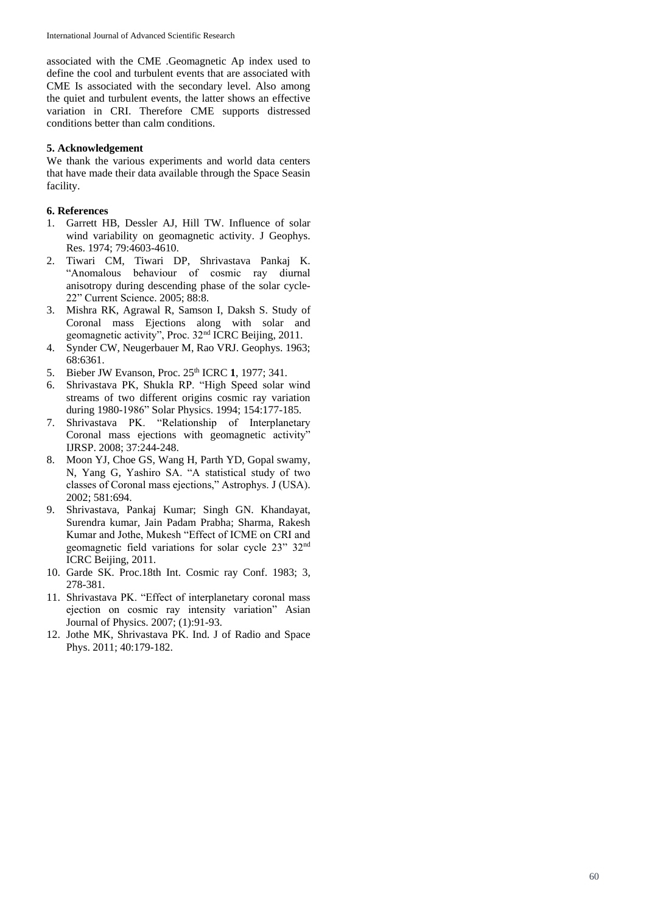associated with the CME .Geomagnetic Ap index used to define the cool and turbulent events that are associated with CME Is associated with the secondary level. Also among the quiet and turbulent events, the latter shows an effective variation in CRI. Therefore CME supports distressed conditions better than calm conditions.

## 5. Acknowledgement

We thank the various experiments and world data centers that have made their data available through the Space Seasin facility.

## 6. References

1. Garrett HB, Dessler AJ, Hill TW. Influence of solar wind variability on geomagnetic activity. J Geophys. Res. 1974; 79:4603-4610.
2. Tiwari CM, Tiwari DP, Shrivastava Pankaj K. "Anomalous behaviour of cosmic ray diurnal anisotropy during descending phase of the solar cycle-22" Current Science. 2005; 88:8.
3. Mishra RK, Agrawal R, Samson I, Daksh S. Study of Coronal mass Ejections along with solar and geomagnetic activity", Proc. 32nd ICRC Beijing, 2011.
4. Synder CW, Neugerbauer M, Rao VRJ. Geophys. 1963; 68:6361.
5. Bieber JW Evanson, Proc. 25th ICRC **1**, 1977; 341.
6. Shrivastava PK, Shukla RP. "High Speed solar wind streams of two different origins cosmic ray variation during 1980-1986" Solar Physics. 1994; 154:177-185.
7. Shrivastava PK. "Relationship of Interplanetary Coronal mass ejections with geomagnetic activity" IJRSP. 2008; 37:244-248.
8. Moon YJ, Choe GS, Wang H, Parth YD, Gopal swamy, N, Yang G, Yashiro SA. "A statistical study of two classes of Coronal mass ejections," Astrophys. J (USA). 2002; 581:694.
9. Shrivastava, Pankaj Kumar; Singh GN. Khandayat, Surendra kumar, Jain Padam Prabha; Sharma, Rakesh Kumar and Jothe, Mukesh "Effect of ICME on CRI and geomagnetic field variations for solar cycle 23" 32nd ICRC Beijing, 2011.
10. Garde SK. Proc.18th Int. Cosmic ray Conf. 1983; 3, 278-381.
11. Shrivastava PK. "Effect of interplanetary coronal mass ejection on cosmic ray intensity variation" Asian Journal of Physics. 2007; (1):91-93.
12. Jothe MK, Shrivastava PK. Ind. J of Radio and Space Phys. 2011; 40:179-182.